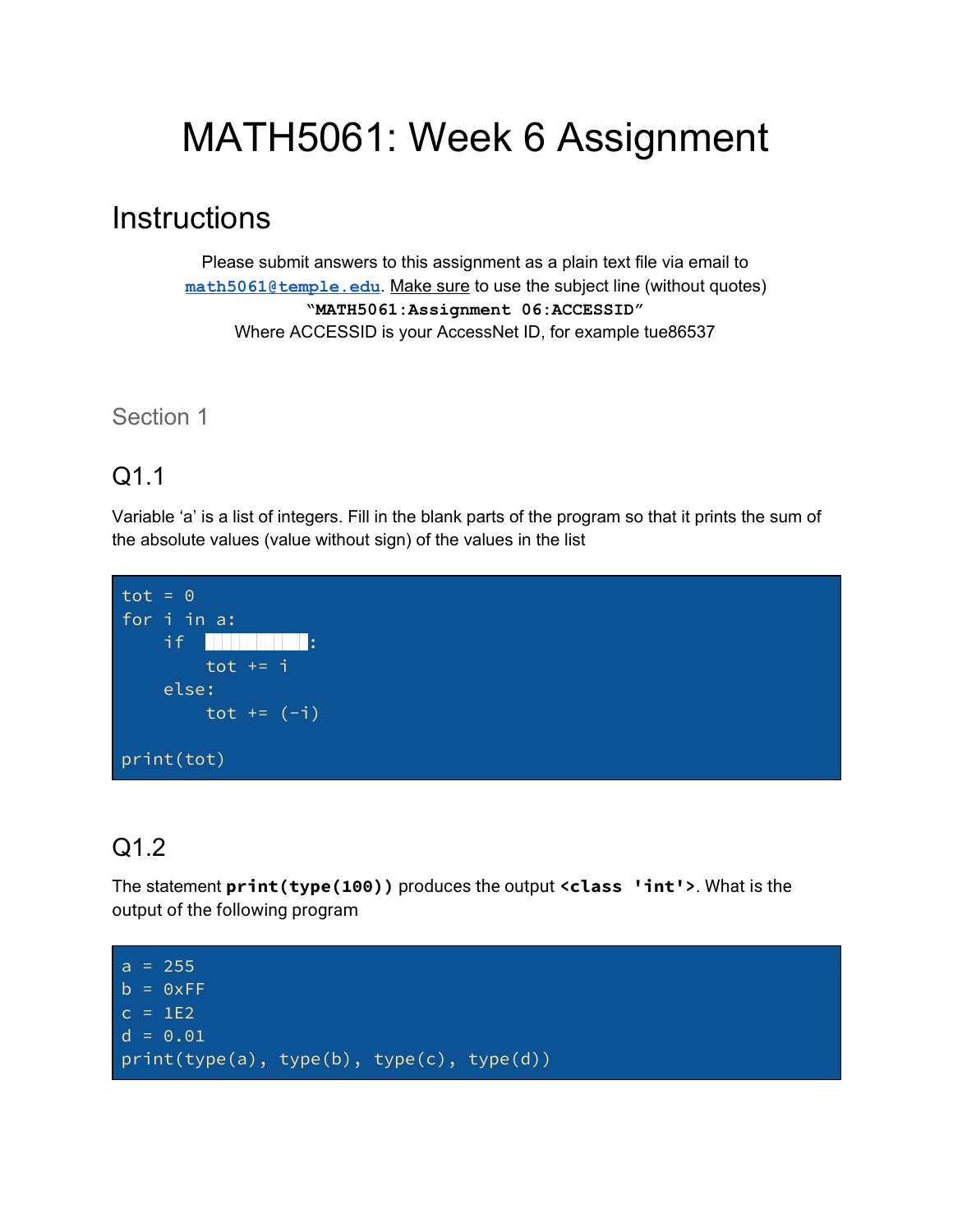# MATH5061: Week 6 Assignment

## Instructions

Please submit answers to this assignment as a plain text file via email to **math5061@temple.edu**. Make sure to use the subject line (without quotes) **"MATH5061:Assignment 06:ACCESSID"** Where ACCESSID is your AccessNet ID, for example tue86537

### Section 1

## Q1.1

Variable 'a' is a list of integers. Fill in the blank parts of the program so that it prints the sum of the absolute values (value without sign) of the values in the list

```
tot = 0
for i in a:
    if ██████████:
        tot += i
    else:
        tot += (-i)

print(tot)
```

## Q1.2

The statement **`print(type(100))`** produces the output **`<class 'int'>`**. What is the output of the following program

```
a = 255
b = 0xFF
c = 1E2
d = 0.01
print(type(a), type(b), type(c), type(d))
```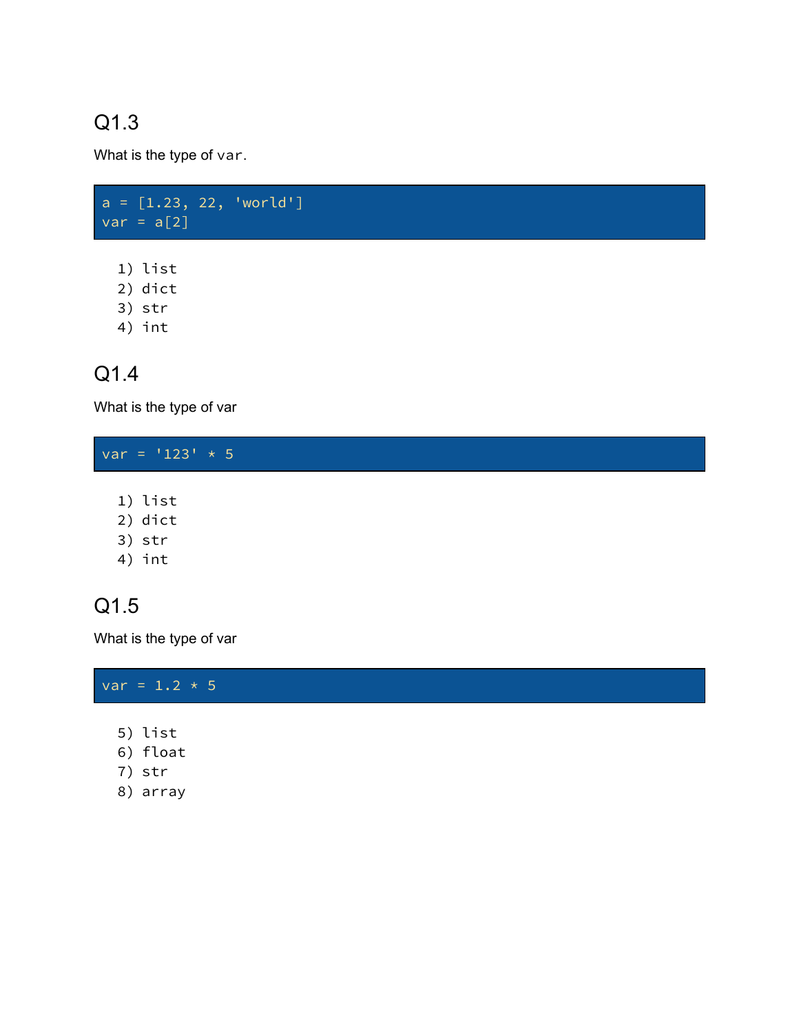## Q1.3

What is the type of `var`.

```
a = [1.23, 22, 'world']
var = a[2]
```

1) list
2) dict
3) str
4) int

## Q1.4

What is the type of var

```
var = '123' * 5
```

1) list
2) dict
3) str
4) int

## Q1.5

What is the type of var

```
var = 1.2 * 5
```

5) list
6) float
7) str
8) array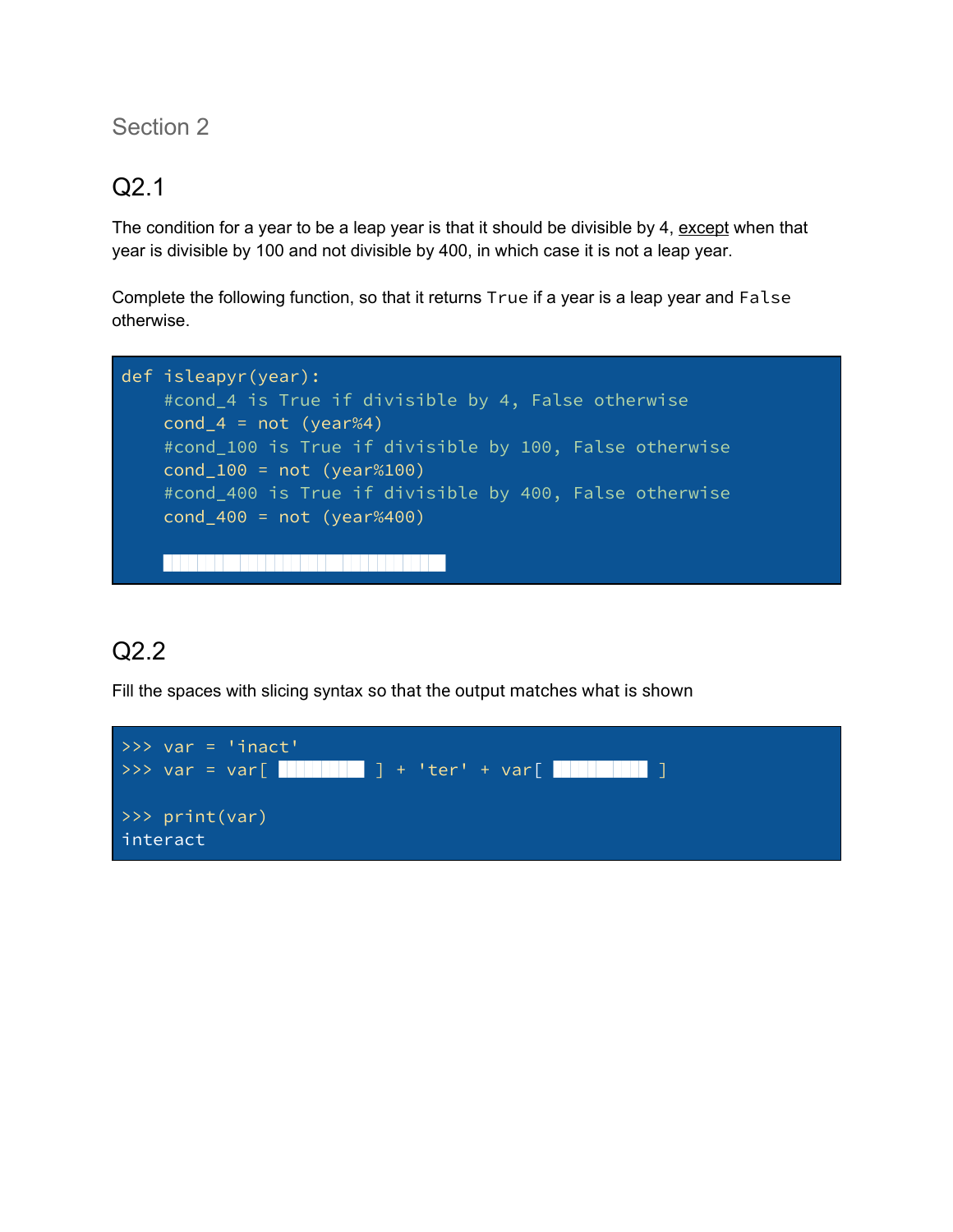Section 2

## Q2.1

The condition for a year to be a leap year is that it should be divisible by 4, except when that year is divisible by 100 and not divisible by 400, in which case it is not a leap year.

Complete the following function, so that it returns `True` if a year is a leap year and `False` otherwise.

```
def isleapyr(year):
    #cond_4 is True if divisible by 4, False otherwise
    cond_4 = not (year%4)
    #cond_100 is True if divisible by 100, False otherwise
    cond_100 = not (year%100)
    #cond_400 is True if divisible by 400, False otherwise
    cond_400 = not (year%400)

    ███████████████████████████
```

## Q2.2

Fill the spaces with slicing syntax so that the output matches what is shown

```
>>> var = 'inact'
>>> var = var[ ████████ ] + 'ter' + var[ █████████ ]

>>> print(var)
interact
```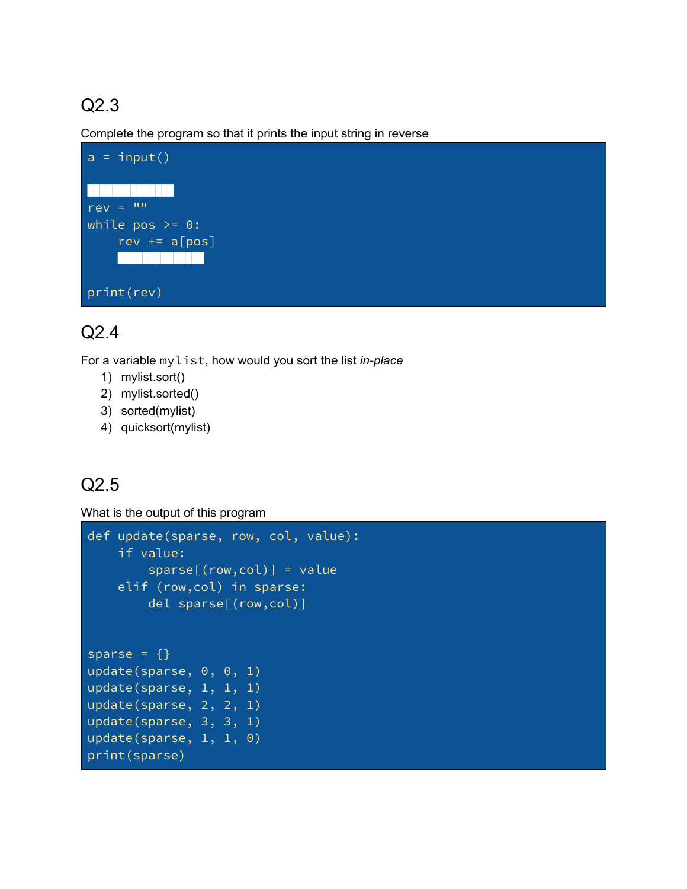## Q2.3

Complete the program so that it prints the input string in reverse

```
a = input()

____________
rev = ""
while pos >= 0:
    rev += a[pos]
    ____________

print(rev)
```

## Q2.4

For a variable `mylist`, how would you sort the list *in-place*

1) mylist.sort()
2) mylist.sorted()
3) sorted(mylist)
4) quicksort(mylist)

## Q2.5

What is the output of this program

```
def update(sparse, row, col, value):
    if value:
        sparse[(row,col)] = value
    elif (row,col) in sparse:
        del sparse[(row,col)]


sparse = {}
update(sparse, 0, 0, 1)
update(sparse, 1, 1, 1)
update(sparse, 2, 2, 1)
update(sparse, 3, 3, 1)
update(sparse, 1, 1, 0)
print(sparse)
```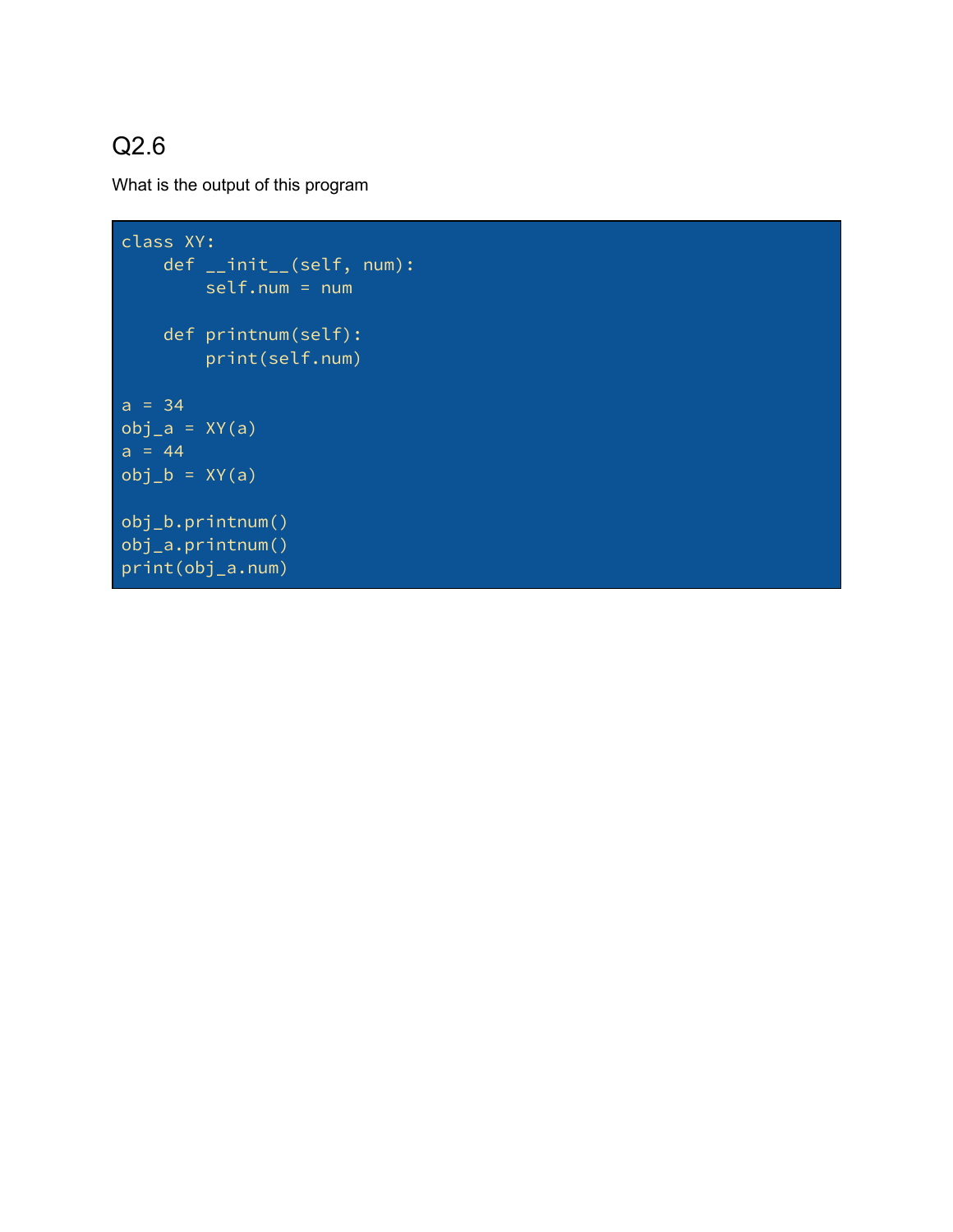## Q2.6

What is the output of this program

```
class XY:
    def __init__(self, num):
        self.num = num

    def printnum(self):
        print(self.num)

a = 34
obj_a = XY(a)
a = 44
obj_b = XY(a)

obj_b.printnum()
obj_a.printnum()
print(obj_a.num)
```